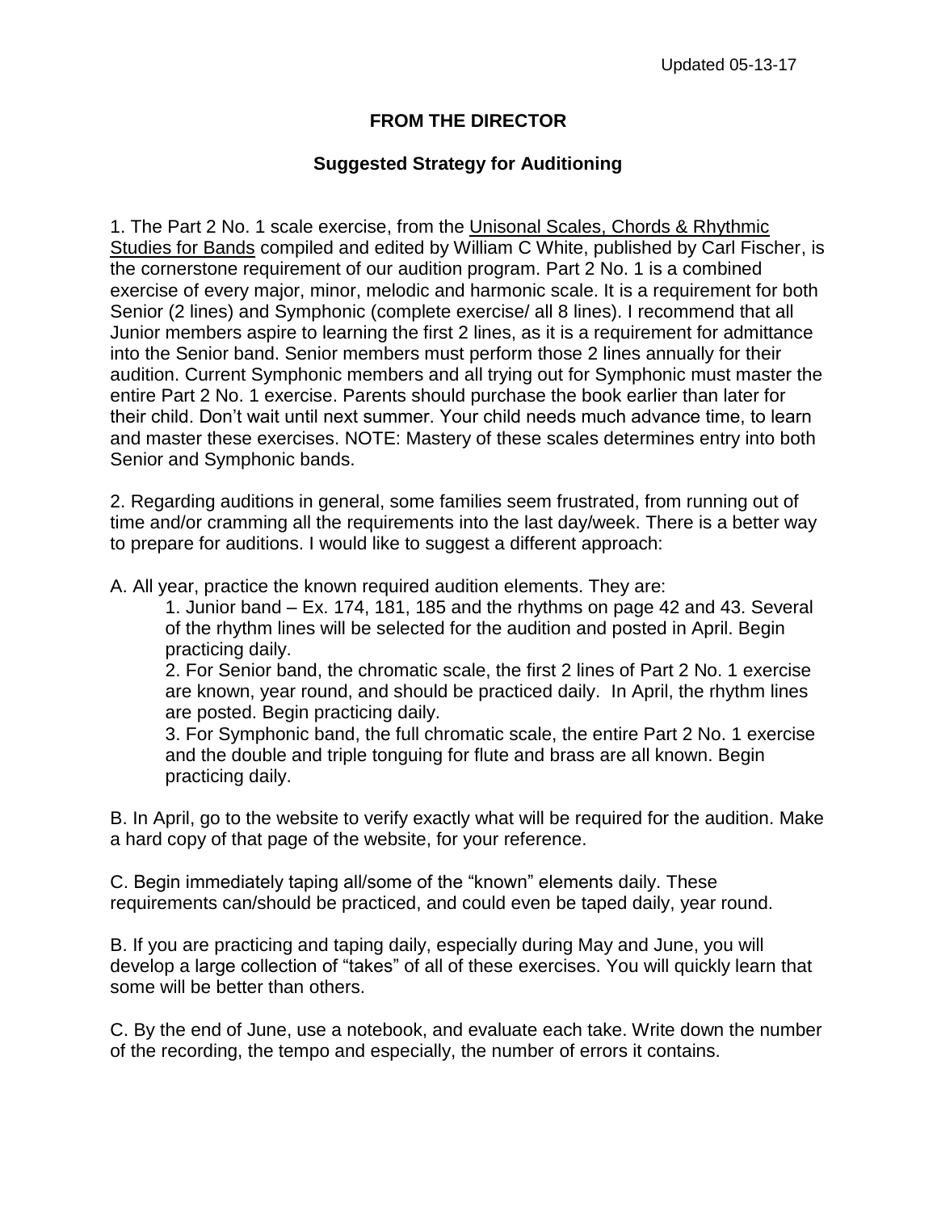Updated 05-13-17

**FROM THE DIRECTOR**

**Suggested Strategy for Auditioning**

1. The Part 2 No. 1 scale exercise, from the Unisonal Scales, Chords & Rhythmic Studies for Bands compiled and edited by William C White, published by Carl Fischer, is the cornerstone requirement of our audition program. Part 2 No. 1 is a combined exercise of every major, minor, melodic and harmonic scale. It is a requirement for both Senior (2 lines) and Symphonic (complete exercise/ all 8 lines). I recommend that all Junior members aspire to learning the first 2 lines, as it is a requirement for admittance into the Senior band. Senior members must perform those 2 lines annually for their audition. Current Symphonic members and all trying out for Symphonic must master the entire Part 2 No. 1 exercise. Parents should purchase the book earlier than later for their child. Don't wait until next summer. Your child needs much advance time, to learn and master these exercises. NOTE: Mastery of these scales determines entry into both Senior and Symphonic bands.

2. Regarding auditions in general, some families seem frustrated, from running out of time and/or cramming all the requirements into the last day/week. There is a better way to prepare for auditions. I would like to suggest a different approach:

A. All year, practice the known required audition elements. They are:

1. Junior band – Ex. 174, 181, 185 and the rhythms on page 42 and 43. Several of the rhythm lines will be selected for the audition and posted in April. Begin practicing daily.
2. For Senior band, the chromatic scale, the first 2 lines of Part 2 No. 1 exercise are known, year round, and should be practiced daily. In April, the rhythm lines are posted. Begin practicing daily.
3. For Symphonic band, the full chromatic scale, the entire Part 2 No. 1 exercise and the double and triple tonguing for flute and brass are all known. Begin practicing daily.

B. In April, go to the website to verify exactly what will be required for the audition. Make a hard copy of that page of the website, for your reference.

C. Begin immediately taping all/some of the "known" elements daily. These requirements can/should be practiced, and could even be taped daily, year round.

B. If you are practicing and taping daily, especially during May and June, you will develop a large collection of "takes" of all of these exercises. You will quickly learn that some will be better than others.

C. By the end of June, use a notebook, and evaluate each take. Write down the number of the recording, the tempo and especially, the number of errors it contains.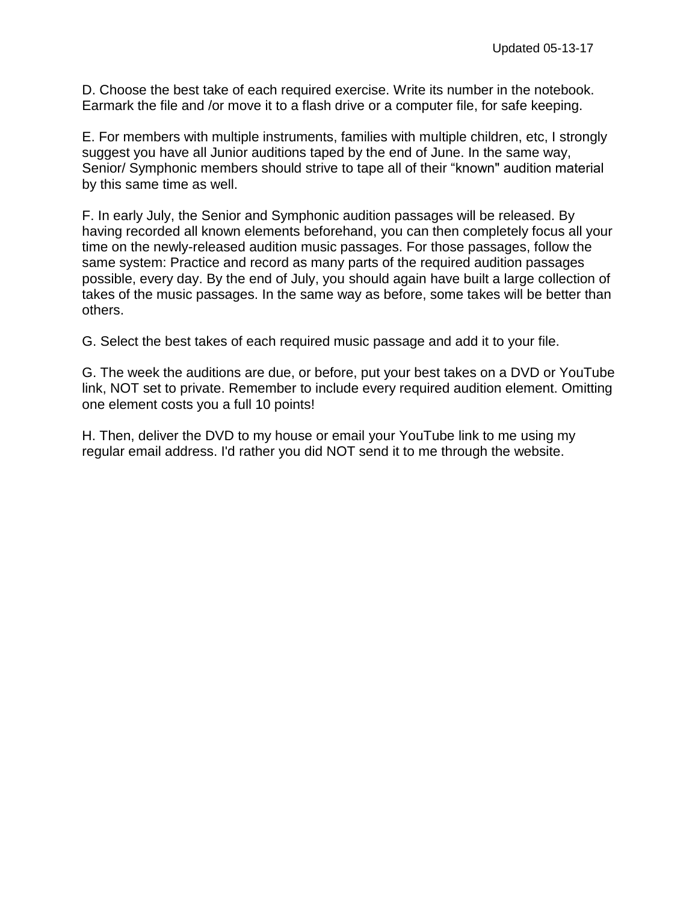Updated 05-13-17

D. Choose the best take of each required exercise. Write its number in the notebook. Earmark the file and /or move it to a flash drive or a computer file, for safe keeping.

E. For members with multiple instruments, families with multiple children, etc, I strongly suggest you have all Junior auditions taped by the end of June. In the same way, Senior/ Symphonic members should strive to tape all of their “known" audition material by this same time as well.

F. In early July, the Senior and Symphonic audition passages will be released. By having recorded all known elements beforehand, you can then completely focus all your time on the newly-released audition music passages. For those passages, follow the same system: Practice and record as many parts of the required audition passages possible, every day. By the end of July, you should again have built a large collection of takes of the music passages. In the same way as before, some takes will be better than others.

G. Select the best takes of each required music passage and add it to your file.

G. The week the auditions are due, or before, put your best takes on a DVD or YouTube link, NOT set to private. Remember to include every required audition element. Omitting one element costs you a full 10 points!

H. Then, deliver the DVD to my house or email your YouTube link to me using my regular email address. I'd rather you did NOT send it to me through the website.